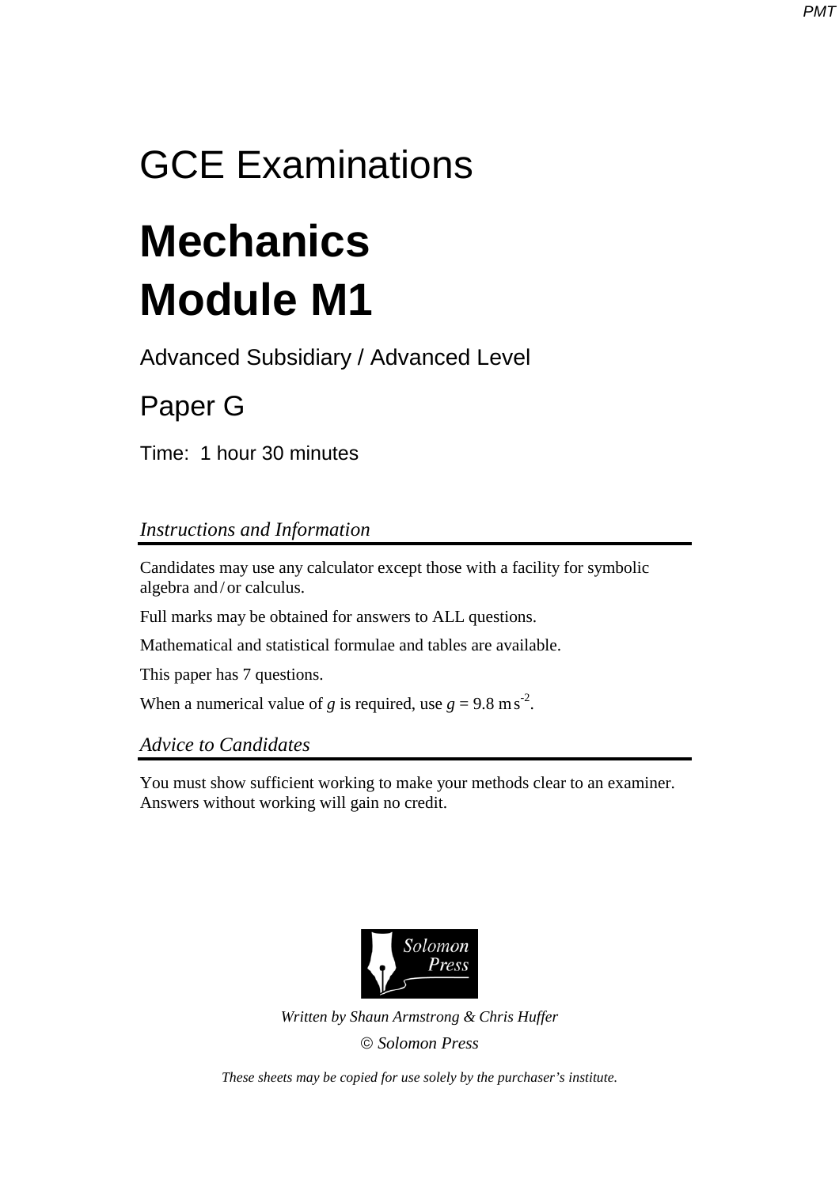# GCE Examinations

# Mechanics
# Module M1

Advanced Subsidiary / Advanced Level

## Paper G

Time: 1 hour 30 minutes

### *Instructions and Information*

Candidates may use any calculator except those with a facility for symbolic algebra and / or calculus.

Full marks may be obtained for answers to ALL questions.

Mathematical and statistical formulae and tables are available.

This paper has 7 questions.

When a numerical value of $g$ is required, use $g = 9.8 \text{ m s}^{-2}$.

### *Advice to Candidates*

You must show sufficient working to make your methods clear to an examiner. Answers without working will gain no credit.

Solomon Press

*Written by Shaun Armstrong & Chris Huffer*

*© Solomon Press*

*These sheets may be copied for use solely by the purchaser's institute.*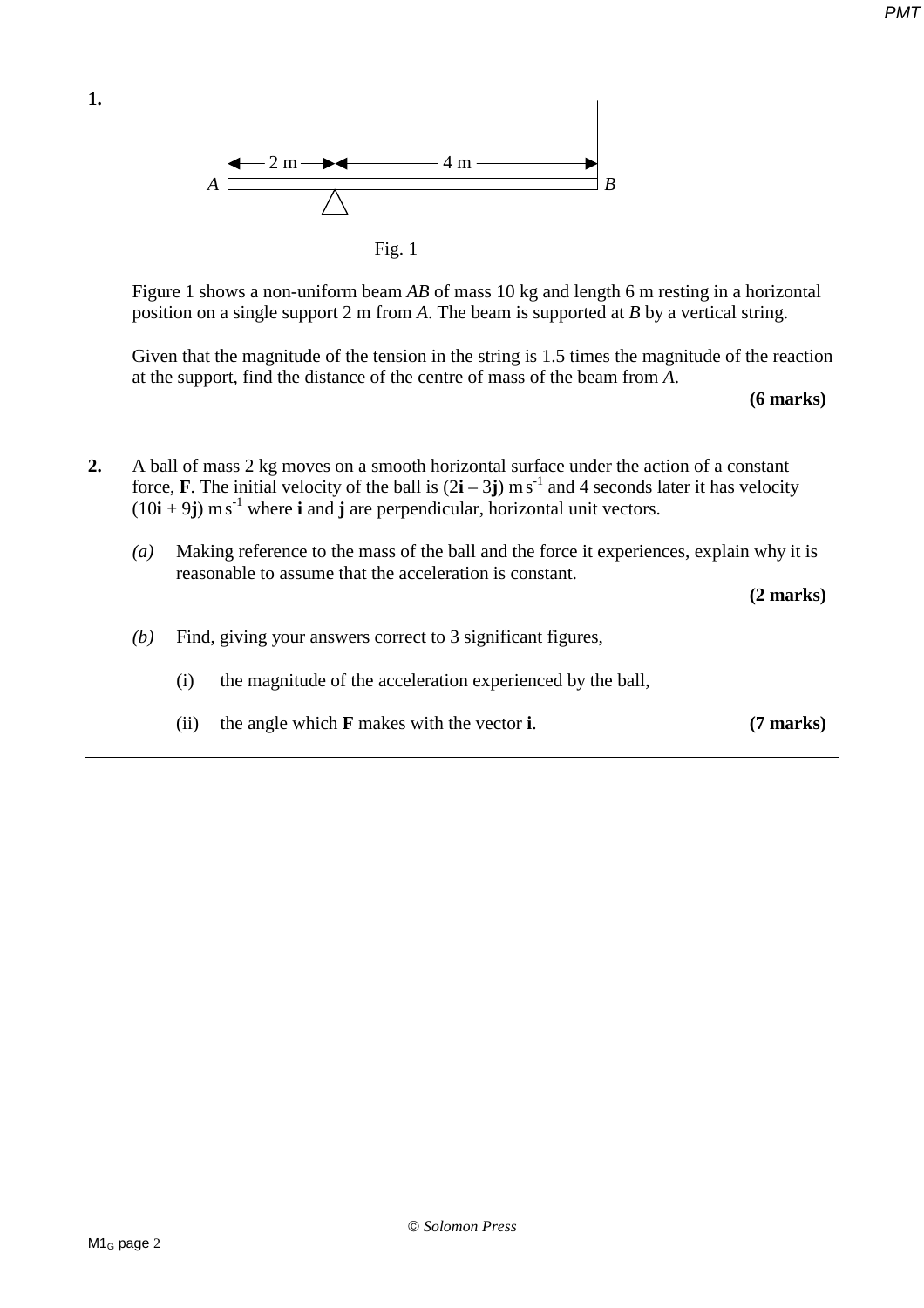**1.**

Fig. 1

Figure 1 shows a non-uniform beam $AB$ of mass 10 kg and length 6 m resting in a horizontal position on a single support 2 m from $A$. The beam is supported at $B$ by a vertical string.

Given that the magnitude of the tension in the string is 1.5 times the magnitude of the reaction at the support, find the distance of the centre of mass of the beam from $A$.

**(6 marks)**

---

**2.** A ball of mass 2 kg moves on a smooth horizontal surface under the action of a constant force, **F**. The initial velocity of the ball is $(2\mathbf{i} - 3\mathbf{j})$ m s$^{-1}$ and 4 seconds later it has velocity $(10\mathbf{i} + 9\mathbf{j})$ m s$^{-1}$ where **i** and **j** are perpendicular, horizontal unit vectors.

*(a)* Making reference to the mass of the ball and the force it experiences, explain why it is reasonable to assume that the acceleration is constant.

**(2 marks)**

*(b)* Find, giving your answers correct to 3 significant figures,

(i) the magnitude of the acceleration experienced by the ball,

(ii) the angle which **F** makes with the vector **i**.

**(7 marks)**

---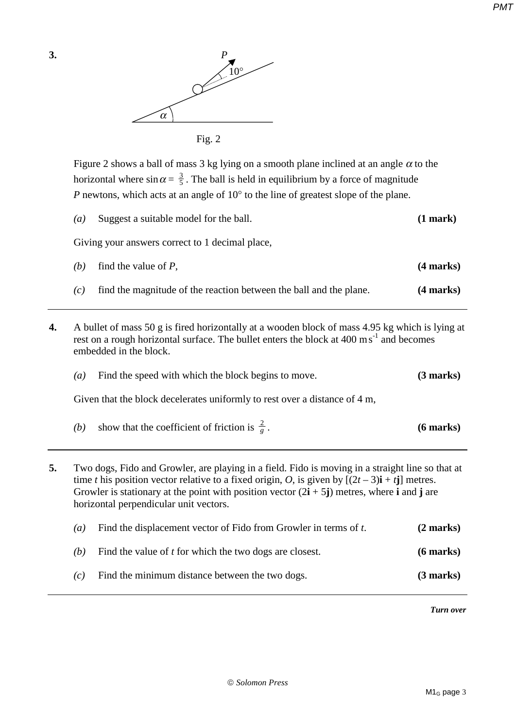**3.**

Fig. 2

Figure 2 shows a ball of mass 3 kg lying on a smooth plane inclined at an angle $\alpha$ to the horizontal where $\sin\alpha = \frac{3}{5}$. The ball is held in equilibrium by a force of magnitude $P$ newtons, which acts at an angle of 10° to the line of greatest slope of the plane.

*(a)* Suggest a suitable model for the ball. **(1 mark)**

Giving your answers correct to 1 decimal place,

*(b)* find the value of $P$, **(4 marks)**

*(c)* find the magnitude of the reaction between the ball and the plane. **(4 marks)**

---

**4.** A bullet of mass 50 g is fired horizontally at a wooden block of mass 4.95 kg which is lying at rest on a rough horizontal surface. The bullet enters the block at 400 m s$^{-1}$ and becomes embedded in the block.

*(a)* Find the speed with which the block begins to move. **(3 marks)**

Given that the block decelerates uniformly to rest over a distance of 4 m,

*(b)* show that the coefficient of friction is $\frac{2}{g}$. **(6 marks)**

---

**5.** Two dogs, Fido and Growler, are playing in a field. Fido is moving in a straight line so that at time $t$ his position vector relative to a fixed origin, $O$, is given by $[(2t - 3)\mathbf{i} + t\mathbf{j}]$ metres. Growler is stationary at the point with position vector $(2\mathbf{i} + 5\mathbf{j})$ metres, where $\mathbf{i}$ and $\mathbf{j}$ are horizontal perpendicular unit vectors.

*(a)* Find the displacement vector of Fido from Growler in terms of $t$. **(2 marks)**

*(b)* Find the value of $t$ for which the two dogs are closest. **(6 marks)**

*(c)* Find the minimum distance between the two dogs. **(3 marks)**

---

***Turn over***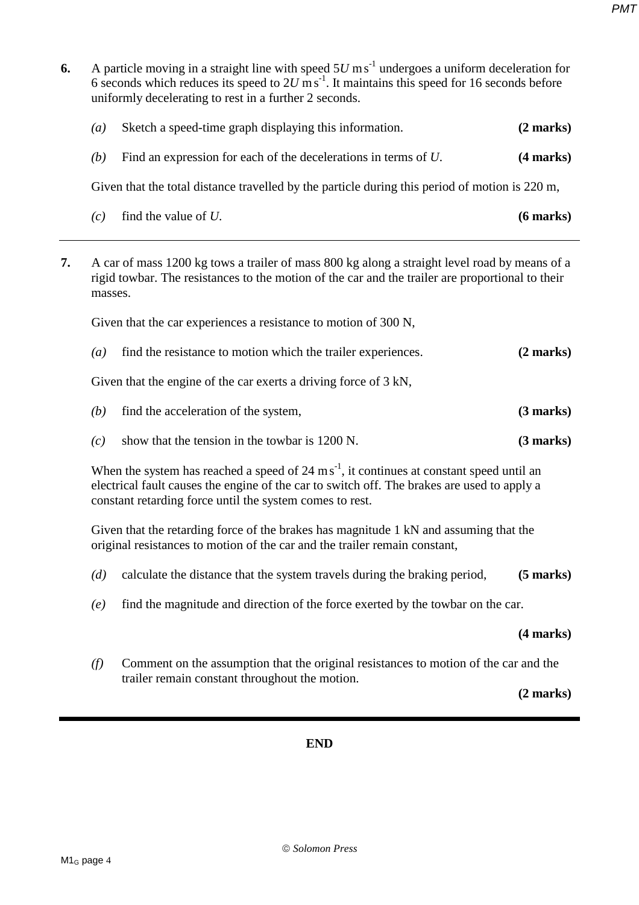**6.** A particle moving in a straight line with speed $5U \text{ m s}^{-1}$ undergoes a uniform deceleration for 6 seconds which reduces its speed to $2U \text{ m s}^{-1}$. It maintains this speed for 16 seconds before uniformly decelerating to rest in a further 2 seconds.

*(a)* Sketch a speed-time graph displaying this information. **(2 marks)**

*(b)* Find an expression for each of the decelerations in terms of $U$. **(4 marks)**

Given that the total distance travelled by the particle during this period of motion is 220 m,

*(c)* find the value of $U$. **(6 marks)**

---

**7.** A car of mass 1200 kg tows a trailer of mass 800 kg along a straight level road by means of a rigid towbar. The resistances to the motion of the car and the trailer are proportional to their masses.

Given that the car experiences a resistance to motion of 300 N,

*(a)* find the resistance to motion which the trailer experiences. **(2 marks)**

Given that the engine of the car exerts a driving force of 3 kN,

*(b)* find the acceleration of the system, **(3 marks)**

*(c)* show that the tension in the towbar is 1200 N. **(3 marks)**

When the system has reached a speed of $24 \text{ m s}^{-1}$, it continues at constant speed until an electrical fault causes the engine of the car to switch off. The brakes are used to apply a constant retarding force until the system comes to rest.

Given that the retarding force of the brakes has magnitude 1 kN and assuming that the original resistances to motion of the car and the trailer remain constant,

*(d)* calculate the distance that the system travels during the braking period, **(5 marks)**

*(e)* find the magnitude and direction of the force exerted by the towbar on the car. **(4 marks)**

*(f)* Comment on the assumption that the original resistances to motion of the car and the trailer remain constant throughout the motion. **(2 marks)**

---

**END**